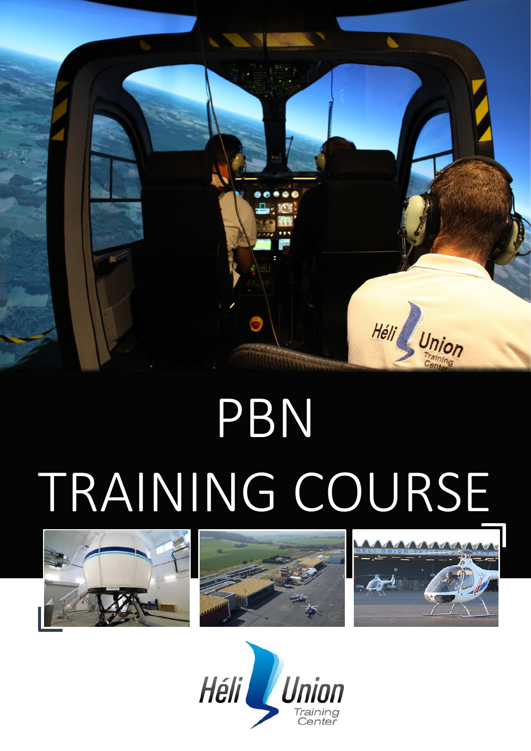# PBN
# TRAINING COURSE

Héli Union Training Center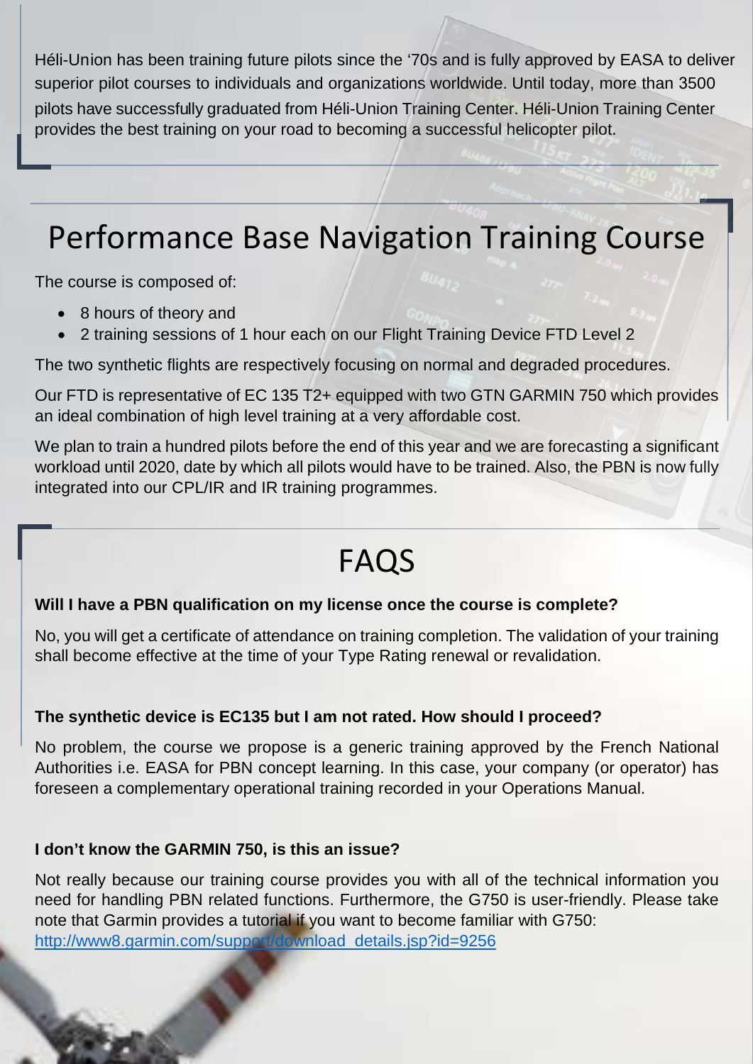Héli-Union has been training future pilots since the '70s and is fully approved by EASA to deliver superior pilot courses to individuals and organizations worldwide. Until today, more than 3500 pilots have successfully graduated from Héli-Union Training Center. Héli-Union Training Center provides the best training on your road to becoming a successful helicopter pilot.

# Performance Base Navigation Training Course

The course is composed of:

- 8 hours of theory and
- 2 training sessions of 1 hour each on our Flight Training Device FTD Level 2

The two synthetic flights are respectively focusing on normal and degraded procedures.

Our FTD is representative of EC 135 T2+ equipped with two GTN GARMIN 750 which provides an ideal combination of high level training at a very affordable cost.

We plan to train a hundred pilots before the end of this year and we are forecasting a significant workload until 2020, date by which all pilots would have to be trained. Also, the PBN is now fully integrated into our CPL/IR and IR training programmes.

# FAQS

**Will I have a PBN qualification on my license once the course is complete?**

No, you will get a certificate of attendance on training completion. The validation of your training shall become effective at the time of your Type Rating renewal or revalidation.

**The synthetic device is EC135 but I am not rated. How should I proceed?**

No problem, the course we propose is a generic training approved by the French National Authorities i.e. EASA for PBN concept learning. In this case, your company (or operator) has foreseen a complementary operational training recorded in your Operations Manual.

**I don't know the GARMIN 750, is this an issue?**

Not really because our training course provides you with all of the technical information you need for handling PBN related functions. Furthermore, the G750 is user-friendly. Please take note that Garmin provides a tutorial if you want to become familiar with G750: http://www8.garmin.com/support/download_details.jsp?id=9256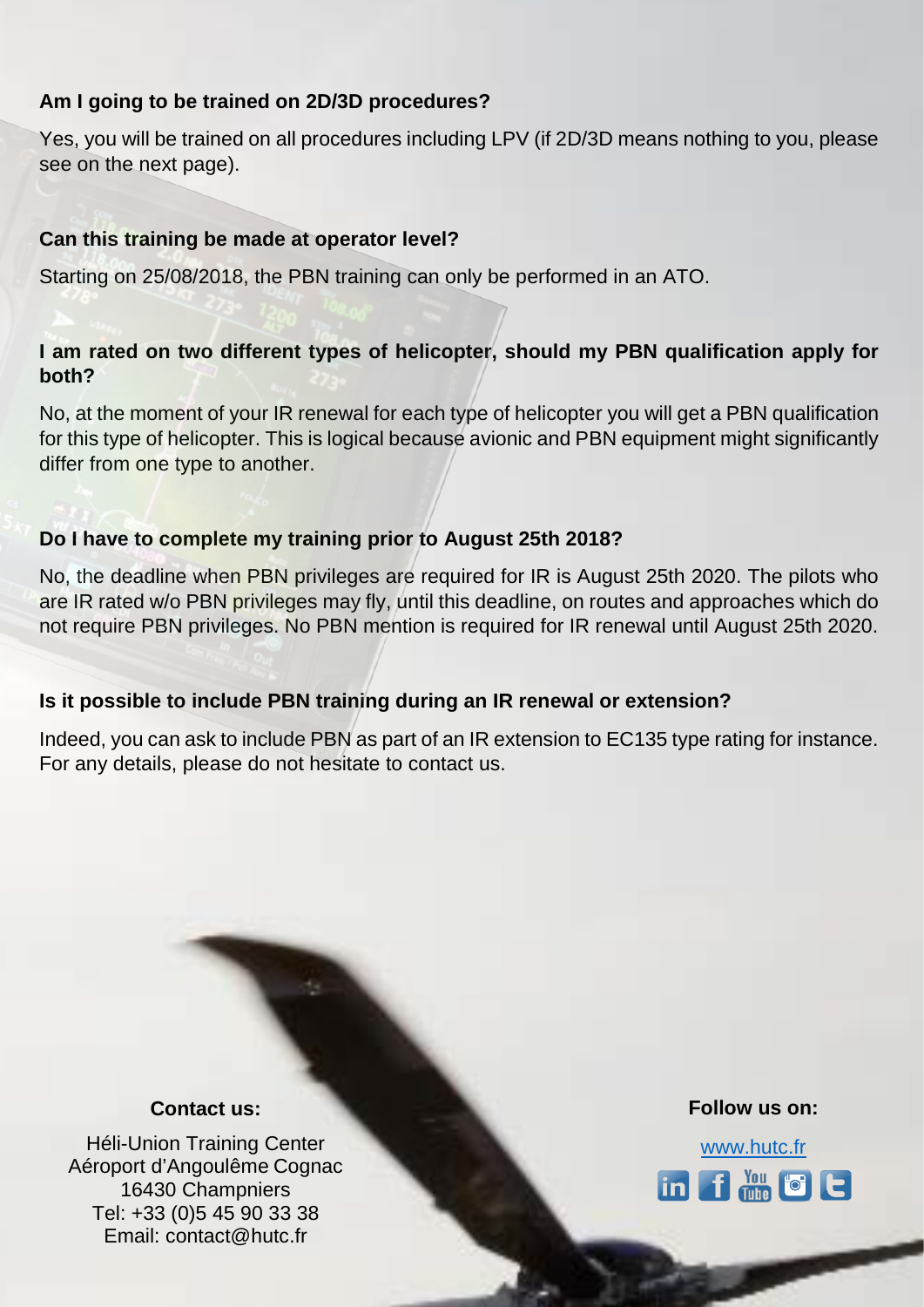**Am I going to be trained on 2D/3D procedures?**

Yes, you will be trained on all procedures including LPV (if 2D/3D means nothing to you, please see on the next page).

**Can this training be made at operator level?**

Starting on 25/08/2018, the PBN training can only be performed in an ATO.

**I am rated on two different types of helicopter, should my PBN qualification apply for both?**

No, at the moment of your IR renewal for each type of helicopter you will get a PBN qualification for this type of helicopter. This is logical because avionic and PBN equipment might significantly differ from one type to another.

**Do I have to complete my training prior to August 25th 2018?**

No, the deadline when PBN privileges are required for IR is August 25th 2020. The pilots who are IR rated w/o PBN privileges may fly, until this deadline, on routes and approaches which do not require PBN privileges. No PBN mention is required for IR renewal until August 25th 2020.

**Is it possible to include PBN training during an IR renewal or extension?**

Indeed, you can ask to include PBN as part of an IR extension to EC135 type rating for instance. For any details, please do not hesitate to contact us.

**Contact us:**

Héli-Union Training Center
Aéroport d'Angoulême Cognac
16430 Champniers
Tel: +33 (0)5 45 90 33 38
Email: contact@hutc.fr

**Follow us on:**

www.hutc.fr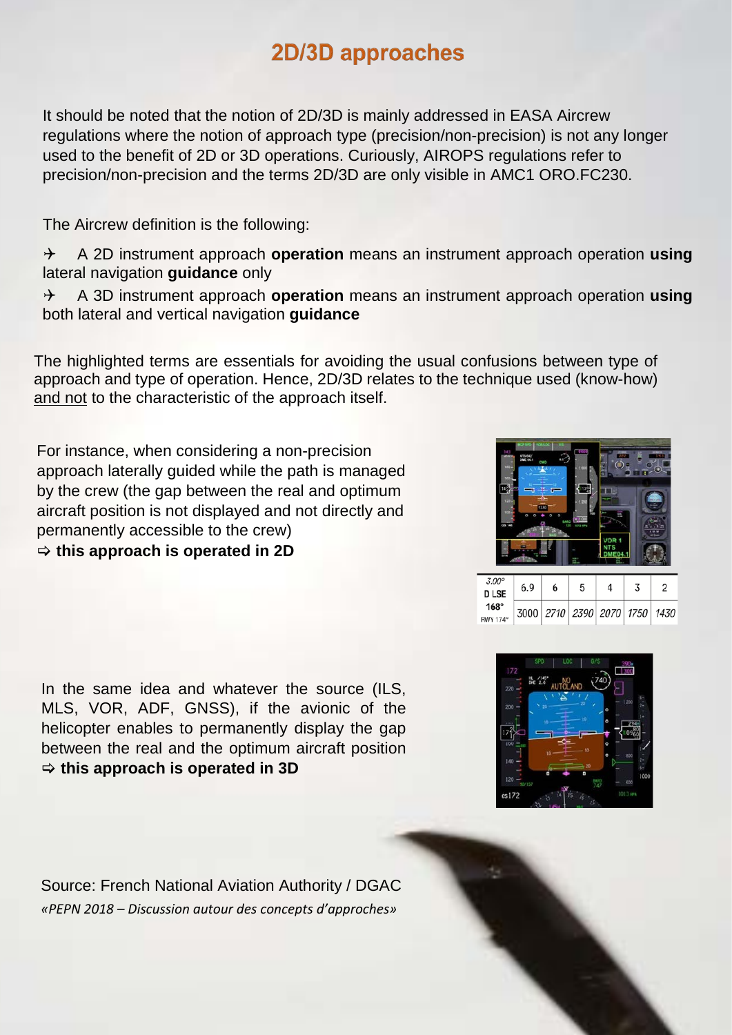# 2D/3D approaches

It should be noted that the notion of 2D/3D is mainly addressed in EASA Aircrew regulations where the notion of approach type (precision/non-precision) is not any longer used to the benefit of 2D or 3D operations. Curiously, AIROPS regulations refer to precision/non-precision and the terms 2D/3D are only visible in AMC1 ORO.FC230.

The Aircrew definition is the following:

✈ A 2D instrument approach **operation** means an instrument approach operation **using** lateral navigation **guidance** only

✈ A 3D instrument approach **operation** means an instrument approach operation **using** both lateral and vertical navigation **guidance**

The highlighted terms are essentials for avoiding the usual confusions between type of approach and type of operation. Hence, 2D/3D relates to the technique used (know-how) and not to the characteristic of the approach itself.

For instance, when considering a non-precision approach laterally guided while the path is managed by the crew (the gap between the real and optimum aircraft position is not displayed and not directly and permanently accessible to the crew)
⇨ **this approach is operated in 2D**

| 3.00° D LSE | 6.9 | 6 | 5 | 4 | 3 | 2 |
|---|---|---|---|---|---|---|
| 168° RWY 174° | 3000 | 2710 | 2390 | 2070 | 1750 | 1430 |

In the same idea and whatever the source (ILS, MLS, VOR, ADF, GNSS), if the avionic of the helicopter enables to permanently display the gap between the real and the optimum aircraft position
⇨ **this approach is operated in 3D**

Source: French National Aviation Authority / DGAC
*«PEPN 2018 – Discussion autour des concepts d'approches»*